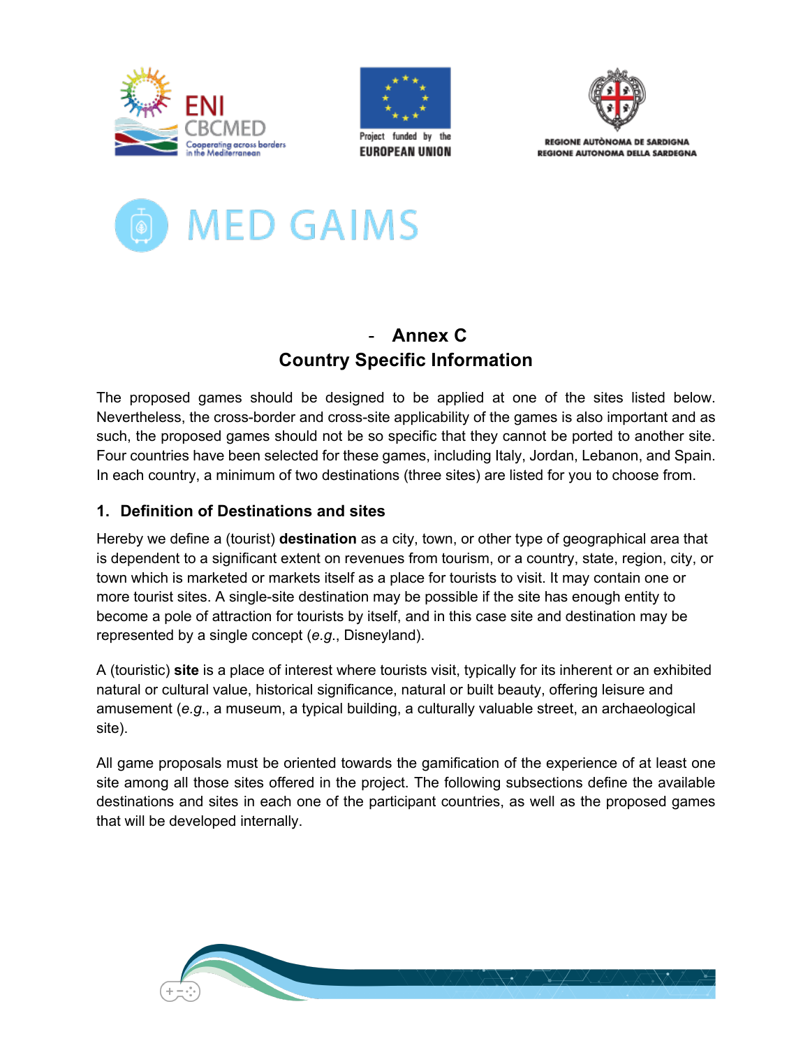MED GAIMS

# - Annex C
# Country Specific Information

The proposed games should be designed to be applied at one of the sites listed below. Nevertheless, the cross-border and cross-site applicability of the games is also important and as such, the proposed games should not be so specific that they cannot be ported to another site. Four countries have been selected for these games, including Italy, Jordan, Lebanon, and Spain. In each country, a minimum of two destinations (three sites) are listed for you to choose from.

## 1. Definition of Destinations and sites

Hereby we define a (tourist) **destination** as a city, town, or other type of geographical area that is dependent to a significant extent on revenues from tourism, or a country, state, region, city, or town which is marketed or markets itself as a place for tourists to visit. It may contain one or more tourist sites. A single-site destination may be possible if the site has enough entity to become a pole of attraction for tourists by itself, and in this case site and destination may be represented by a single concept (*e.g.*, Disneyland).

A (touristic) **site** is a place of interest where tourists visit, typically for its inherent or an exhibited natural or cultural value, historical significance, natural or built beauty, offering leisure and amusement (*e.g.*, a museum, a typical building, a culturally valuable street, an archaeological site).

All game proposals must be oriented towards the gamification of the experience of at least one site among all those sites offered in the project. The following subsections define the available destinations and sites in each one of the participant countries, as well as the proposed games that will be developed internally.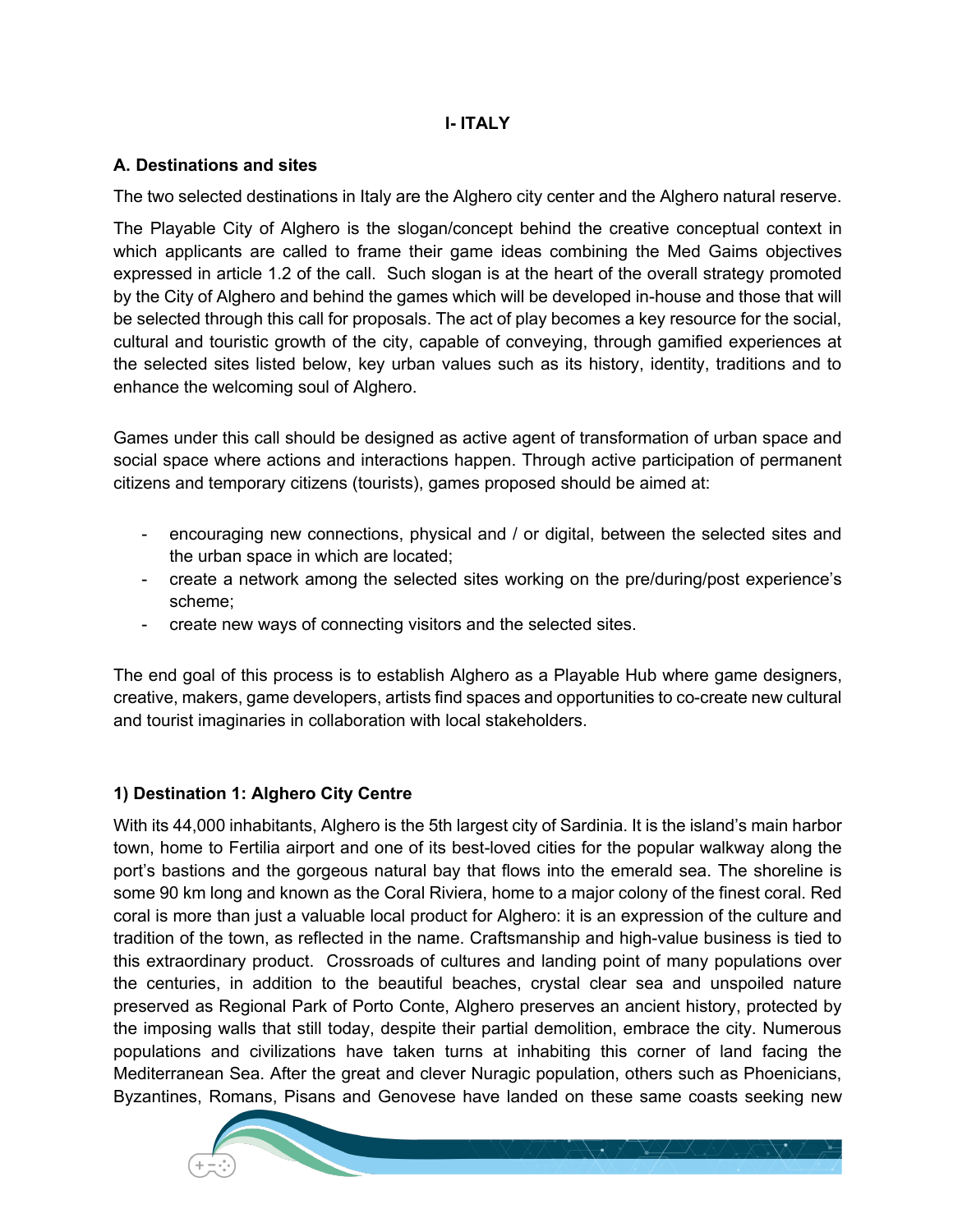## I- ITALY

### A. Destinations and sites

The two selected destinations in Italy are the Alghero city center and the Alghero natural reserve.

The Playable City of Alghero is the slogan/concept behind the creative conceptual context in which applicants are called to frame their game ideas combining the Med Gaims objectives expressed in article 1.2 of the call. Such slogan is at the heart of the overall strategy promoted by the City of Alghero and behind the games which will be developed in-house and those that will be selected through this call for proposals. The act of play becomes a key resource for the social, cultural and touristic growth of the city, capable of conveying, through gamified experiences at the selected sites listed below, key urban values such as its history, identity, traditions and to enhance the welcoming soul of Alghero.

Games under this call should be designed as active agent of transformation of urban space and social space where actions and interactions happen. Through active participation of permanent citizens and temporary citizens (tourists), games proposed should be aimed at:

- encouraging new connections, physical and / or digital, between the selected sites and the urban space in which are located;
- create a network among the selected sites working on the pre/during/post experience's scheme;
- create new ways of connecting visitors and the selected sites.

The end goal of this process is to establish Alghero as a Playable Hub where game designers, creative, makers, game developers, artists find spaces and opportunities to co-create new cultural and tourist imaginaries in collaboration with local stakeholders.

#### 1) Destination 1: Alghero City Centre

With its 44,000 inhabitants, Alghero is the 5th largest city of Sardinia. It is the island's main harbor town, home to Fertilia airport and one of its best-loved cities for the popular walkway along the port's bastions and the gorgeous natural bay that flows into the emerald sea. The shoreline is some 90 km long and known as the Coral Riviera, home to a major colony of the finest coral. Red coral is more than just a valuable local product for Alghero: it is an expression of the culture and tradition of the town, as reflected in the name. Craftsmanship and high-value business is tied to this extraordinary product. Crossroads of cultures and landing point of many populations over the centuries, in addition to the beautiful beaches, crystal clear sea and unspoiled nature preserved as Regional Park of Porto Conte, Alghero preserves an ancient history, protected by the imposing walls that still today, despite their partial demolition, embrace the city. Numerous populations and civilizations have taken turns at inhabiting this corner of land facing the Mediterranean Sea. After the great and clever Nuragic population, others such as Phoenicians, Byzantines, Romans, Pisans and Genovese have landed on these same coasts seeking new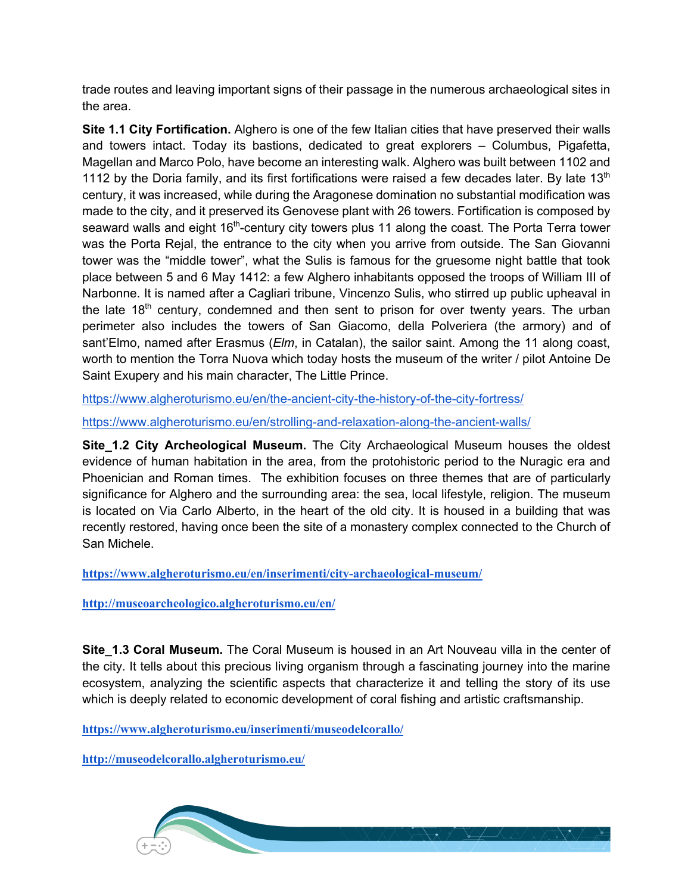trade routes and leaving important signs of their passage in the numerous archaeological sites in the area.

**Site 1.1 City Fortification.** Alghero is one of the few Italian cities that have preserved their walls and towers intact. Today its bastions, dedicated to great explorers – Columbus, Pigafetta, Magellan and Marco Polo, have become an interesting walk. Alghero was built between 1102 and 1112 by the Doria family, and its first fortifications were raised a few decades later. By late 13th century, it was increased, while during the Aragonese domination no substantial modification was made to the city, and it preserved its Genovese plant with 26 towers. Fortification is composed by seaward walls and eight 16th-century city towers plus 11 along the coast. The Porta Terra tower was the Porta Rejal, the entrance to the city when you arrive from outside. The San Giovanni tower was the "middle tower", what the Sulis is famous for the gruesome night battle that took place between 5 and 6 May 1412: a few Alghero inhabitants opposed the troops of William III of Narbonne. It is named after a Cagliari tribune, Vincenzo Sulis, who stirred up public upheaval in the late 18th century, condemned and then sent to prison for over twenty years. The urban perimeter also includes the towers of San Giacomo, della Polveriera (the armory) and of sant'Elmo, named after Erasmus (*Elm*, in Catalan), the sailor saint. Among the 11 along coast, worth to mention the Torra Nuova which today hosts the museum of the writer / pilot Antoine De Saint Exupery and his main character, The Little Prince.

https://www.algheroturismo.eu/en/the-ancient-city-the-history-of-the-city-fortress/

https://www.algheroturismo.eu/en/strolling-and-relaxation-along-the-ancient-walls/

**Site_1.2 City Archeological Museum.** The City Archaeological Museum houses the oldest evidence of human habitation in the area, from the protohistoric period to the Nuragic era and Phoenician and Roman times. The exhibition focuses on three themes that are of particularly significance for Alghero and the surrounding area: the sea, local lifestyle, religion. The museum is located on Via Carlo Alberto, in the heart of the old city. It is housed in a building that was recently restored, having once been the site of a monastery complex connected to the Church of San Michele.

https://www.algheroturismo.eu/en/inserimenti/city-archaeological-museum/

http://museoarcheologico.algheroturismo.eu/en/

**Site_1.3 Coral Museum.** The Coral Museum is housed in an Art Nouveau villa in the center of the city. It tells about this precious living organism through a fascinating journey into the marine ecosystem, analyzing the scientific aspects that characterize it and telling the story of its use which is deeply related to economic development of coral fishing and artistic craftsmanship.

https://www.algheroturismo.eu/inserimenti/museodelcorallo/

http://museodelcorallo.algheroturismo.eu/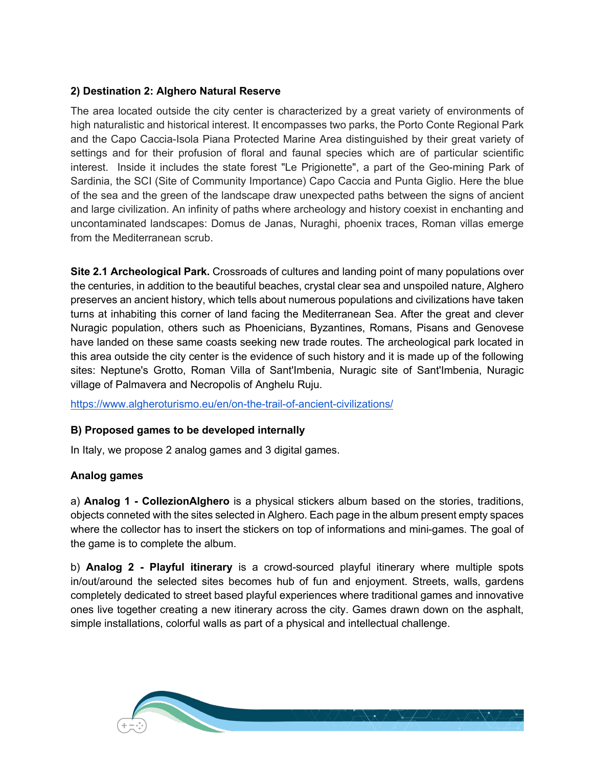**2) Destination 2: Alghero Natural Reserve**

The area located outside the city center is characterized by a great variety of environments of high naturalistic and historical interest. It encompasses two parks, the Porto Conte Regional Park and the Capo Caccia-Isola Piana Protected Marine Area distinguished by their great variety of settings and for their profusion of floral and faunal species which are of particular scientific interest. Inside it includes the state forest "Le Prigionette", a part of the Geo-mining Park of Sardinia, the SCI (Site of Community Importance) Capo Caccia and Punta Giglio. Here the blue of the sea and the green of the landscape draw unexpected paths between the signs of ancient and large civilization. An infinity of paths where archeology and history coexist in enchanting and uncontaminated landscapes: Domus de Janas, Nuraghi, phoenix traces, Roman villas emerge from the Mediterranean scrub.

**Site 2.1 Archeological Park.** Crossroads of cultures and landing point of many populations over the centuries, in addition to the beautiful beaches, crystal clear sea and unspoiled nature, Alghero preserves an ancient history, which tells about numerous populations and civilizations have taken turns at inhabiting this corner of land facing the Mediterranean Sea. After the great and clever Nuragic population, others such as Phoenicians, Byzantines, Romans, Pisans and Genovese have landed on these same coasts seeking new trade routes. The archeological park located in this area outside the city center is the evidence of such history and it is made up of the following sites: Neptune's Grotto, Roman Villa of Sant'Imbenia, Nuragic site of Sant'Imbenia, Nuragic village of Palmavera and Necropolis of Anghelu Ruju.

https://www.algheroturismo.eu/en/on-the-trail-of-ancient-civilizations/

**B) Proposed games to be developed internally**

In Italy, we propose 2 analog games and 3 digital games.

**Analog games**

a) **Analog 1 - CollezionAlghero** is a physical stickers album based on the stories, traditions, objects conneted with the sites selected in Alghero. Each page in the album present empty spaces where the collector has to insert the stickers on top of informations and mini-games. The goal of the game is to complete the album.

b) **Analog 2 - Playful itinerary** is a crowd-sourced playful itinerary where multiple spots in/out/around the selected sites becomes hub of fun and enjoyment. Streets, walls, gardens completely dedicated to street based playful experiences where traditional games and innovative ones live together creating a new itinerary across the city. Games drawn down on the asphalt, simple installations, colorful walls as part of a physical and intellectual challenge.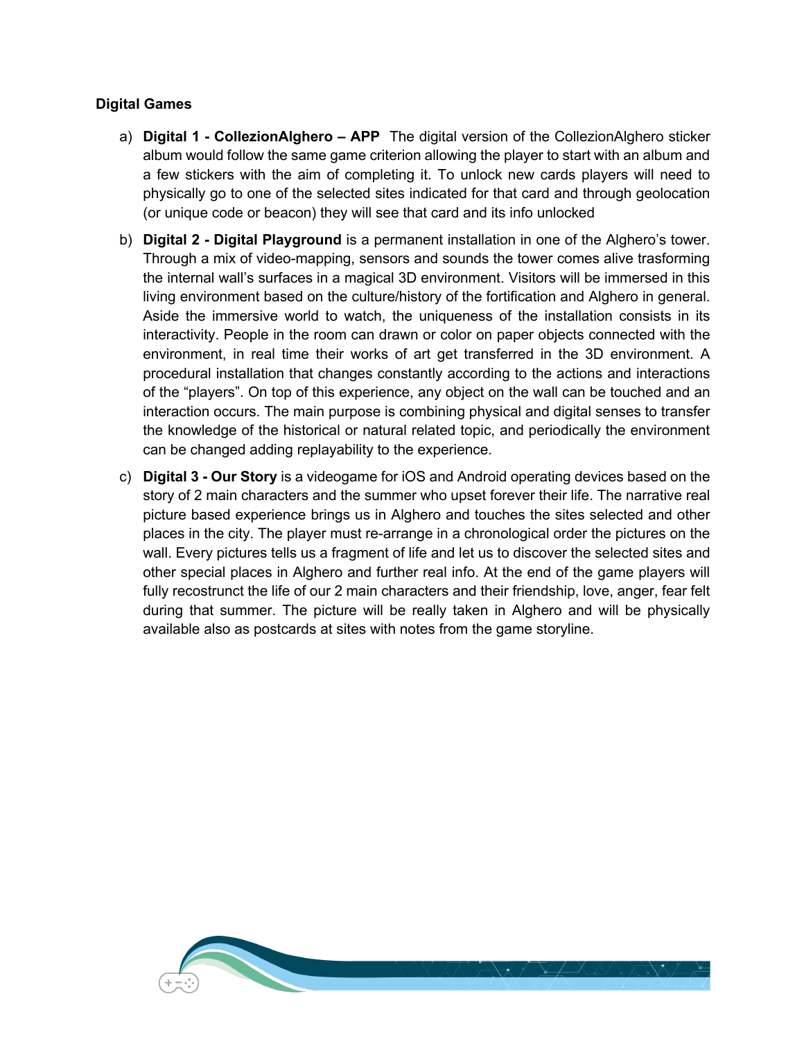**Digital Games**

a) **Digital 1 - CollezionAlghero – APP** The digital version of the CollezionAlghero sticker album would follow the same game criterion allowing the player to start with an album and a few stickers with the aim of completing it. To unlock new cards players will need to physically go to one of the selected sites indicated for that card and through geolocation (or unique code or beacon) they will see that card and its info unlocked

b) **Digital 2 - Digital Playground** is a permanent installation in one of the Alghero's tower. Through a mix of video-mapping, sensors and sounds the tower comes alive trasforming the internal wall's surfaces in a magical 3D environment. Visitors will be immersed in this living environment based on the culture/history of the fortification and Alghero in general. Aside the immersive world to watch, the uniqueness of the installation consists in its interactivity. People in the room can drawn or color on paper objects connected with the environment, in real time their works of art get transferred in the 3D environment. A procedural installation that changes constantly according to the actions and interactions of the "players". On top of this experience, any object on the wall can be touched and an interaction occurs. The main purpose is combining physical and digital senses to transfer the knowledge of the historical or natural related topic, and periodically the environment can be changed adding replayability to the experience.

c) **Digital 3 - Our Story** is a videogame for iOS and Android operating devices based on the story of 2 main characters and the summer who upset forever their life. The narrative real picture based experience brings us in Alghero and touches the sites selected and other places in the city. The player must re-arrange in a chronological order the pictures on the wall. Every pictures tells us a fragment of life and let us to discover the selected sites and other special places in Alghero and further real info. At the end of the game players will fully recostrunct the life of our 2 main characters and their friendship, love, anger, fear felt during that summer. The picture will be really taken in Alghero and will be physically available also as postcards at sites with notes from the game storyline.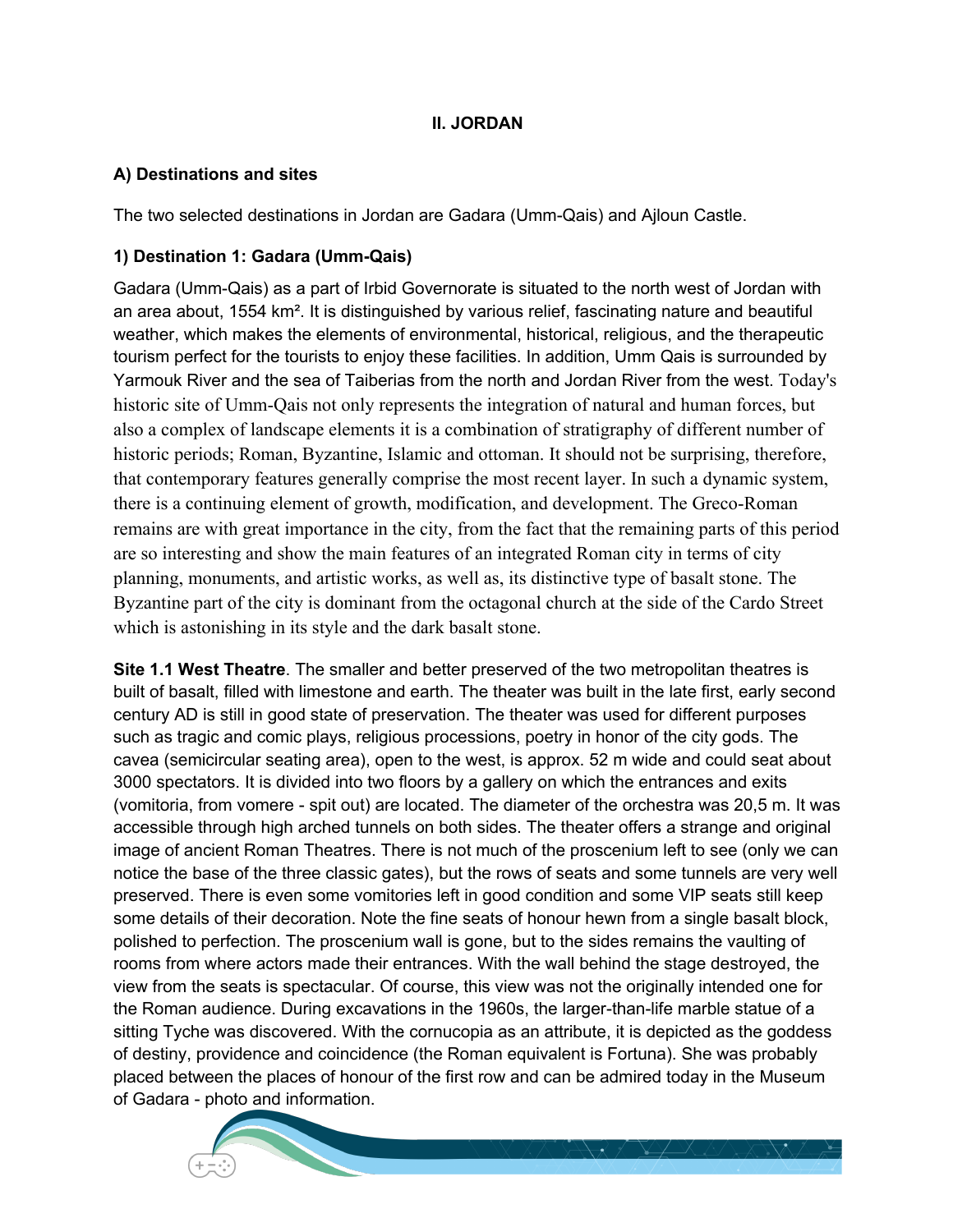## II. JORDAN

### A) Destinations and sites

The two selected destinations in Jordan are Gadara (Umm-Qais) and Ajloun Castle.

### 1) Destination 1: Gadara (Umm-Qais)

Gadara (Umm-Qais) as a part of Irbid Governorate is situated to the north west of Jordan with an area about, 1554 km². It is distinguished by various relief, fascinating nature and beautiful weather, which makes the elements of environmental, historical, religious, and the therapeutic tourism perfect for the tourists to enjoy these facilities. In addition, Umm Qais is surrounded by Yarmouk River and the sea of Taiberias from the north and Jordan River from the west. Today's historic site of Umm-Qais not only represents the integration of natural and human forces, but also a complex of landscape elements it is a combination of stratigraphy of different number of historic periods; Roman, Byzantine, Islamic and ottoman. It should not be surprising, therefore, that contemporary features generally comprise the most recent layer. In such a dynamic system, there is a continuing element of growth, modification, and development. The Greco-Roman remains are with great importance in the city, from the fact that the remaining parts of this period are so interesting and show the main features of an integrated Roman city in terms of city planning, monuments, and artistic works, as well as, its distinctive type of basalt stone. The Byzantine part of the city is dominant from the octagonal church at the side of the Cardo Street which is astonishing in its style and the dark basalt stone.

**Site 1.1 West Theatre**. The smaller and better preserved of the two metropolitan theatres is built of basalt, filled with limestone and earth. The theater was built in the late first, early second century AD is still in good state of preservation. The theater was used for different purposes such as tragic and comic plays, religious processions, poetry in honor of the city gods. The cavea (semicircular seating area), open to the west, is approx. 52 m wide and could seat about 3000 spectators. It is divided into two floors by a gallery on which the entrances and exits (vomitoria, from vomere - spit out) are located. The diameter of the orchestra was 20,5 m. It was accessible through high arched tunnels on both sides. The theater offers a strange and original image of ancient Roman Theatres. There is not much of the proscenium left to see (only we can notice the base of the three classic gates), but the rows of seats and some tunnels are very well preserved. There is even some vomitories left in good condition and some VIP seats still keep some details of their decoration. Note the fine seats of honour hewn from a single basalt block, polished to perfection. The proscenium wall is gone, but to the sides remains the vaulting of rooms from where actors made their entrances. With the wall behind the stage destroyed, the view from the seats is spectacular. Of course, this view was not the originally intended one for the Roman audience. During excavations in the 1960s, the larger-than-life marble statue of a sitting Tyche was discovered. With the cornucopia as an attribute, it is depicted as the goddess of destiny, providence and coincidence (the Roman equivalent is Fortuna). She was probably placed between the places of honour of the first row and can be admired today in the Museum of Gadara - photo and information.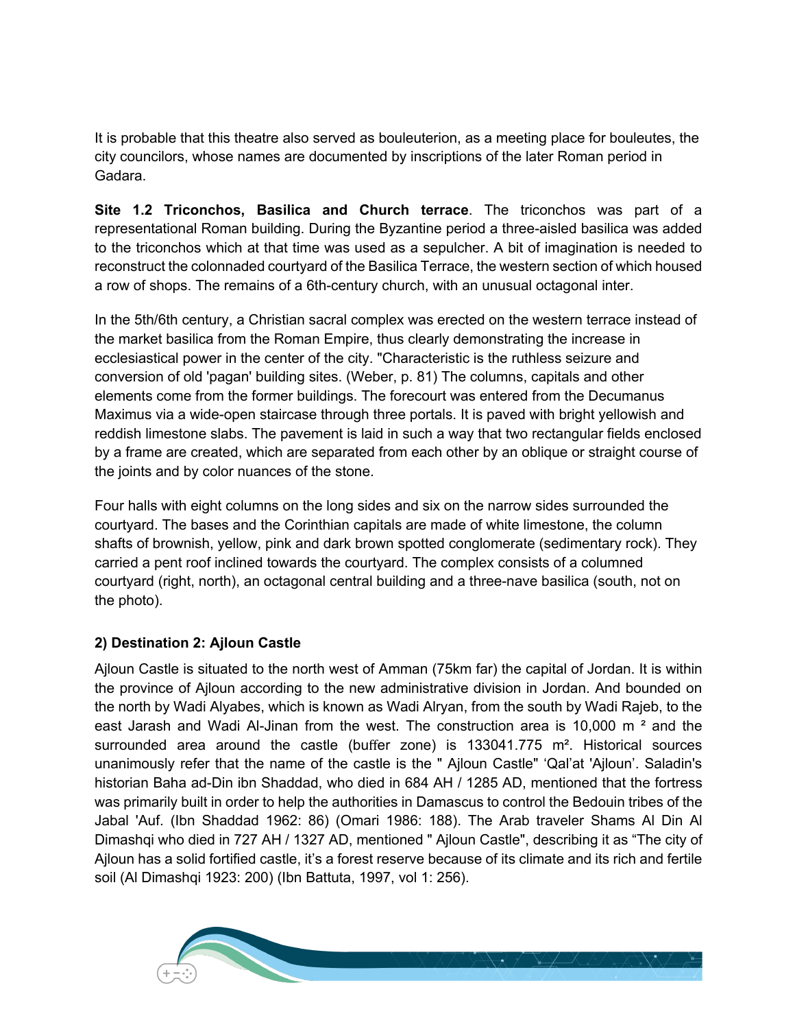It is probable that this theatre also served as bouleuterion, as a meeting place for bouleutes, the city councilors, whose names are documented by inscriptions of the later Roman period in Gadara.

**Site 1.2 Triconchos, Basilica and Church terrace**. The triconchos was part of a representational Roman building. During the Byzantine period a three-aisled basilica was added to the triconchos which at that time was used as a sepulcher. A bit of imagination is needed to reconstruct the colonnaded courtyard of the Basilica Terrace, the western section of which housed a row of shops. The remains of a 6th-century church, with an unusual octagonal inter.

In the 5th/6th century, a Christian sacral complex was erected on the western terrace instead of the market basilica from the Roman Empire, thus clearly demonstrating the increase in ecclesiastical power in the center of the city. "Characteristic is the ruthless seizure and conversion of old 'pagan' building sites. (Weber, p. 81) The columns, capitals and other elements come from the former buildings. The forecourt was entered from the Decumanus Maximus via a wide-open staircase through three portals. It is paved with bright yellowish and reddish limestone slabs. The pavement is laid in such a way that two rectangular fields enclosed by a frame are created, which are separated from each other by an oblique or straight course of the joints and by color nuances of the stone.

Four halls with eight columns on the long sides and six on the narrow sides surrounded the courtyard. The bases and the Corinthian capitals are made of white limestone, the column shafts of brownish, yellow, pink and dark brown spotted conglomerate (sedimentary rock). They carried a pent roof inclined towards the courtyard. The complex consists of a columned courtyard (right, north), an octagonal central building and a three-nave basilica (south, not on the photo).

### 2) Destination 2: Ajloun Castle

Ajloun Castle is situated to the north west of Amman (75km far) the capital of Jordan. It is within the province of Ajloun according to the new administrative division in Jordan. And bounded on the north by Wadi Alyabes, which is known as Wadi Alryan, from the south by Wadi Rajeb, to the east Jarash and Wadi Al-Jinan from the west. The construction area is 10,000 m ² and the surrounded area around the castle (buffer zone) is 133041.775 m². Historical sources unanimously refer that the name of the castle is the " Ajloun Castle" 'Qal'at 'Ajloun'. Saladin's historian Baha ad-Din ibn Shaddad, who died in 684 AH / 1285 AD, mentioned that the fortress was primarily built in order to help the authorities in Damascus to control the Bedouin tribes of the Jabal 'Auf. (Ibn Shaddad 1962: 86) (Omari 1986: 188). The Arab traveler Shams Al Din Al Dimashqi who died in 727 AH / 1327 AD, mentioned " Ajloun Castle", describing it as "The city of Ajloun has a solid fortified castle, it's a forest reserve because of its climate and its rich and fertile soil (Al Dimashqi 1923: 200) (Ibn Battuta, 1997, vol 1: 256).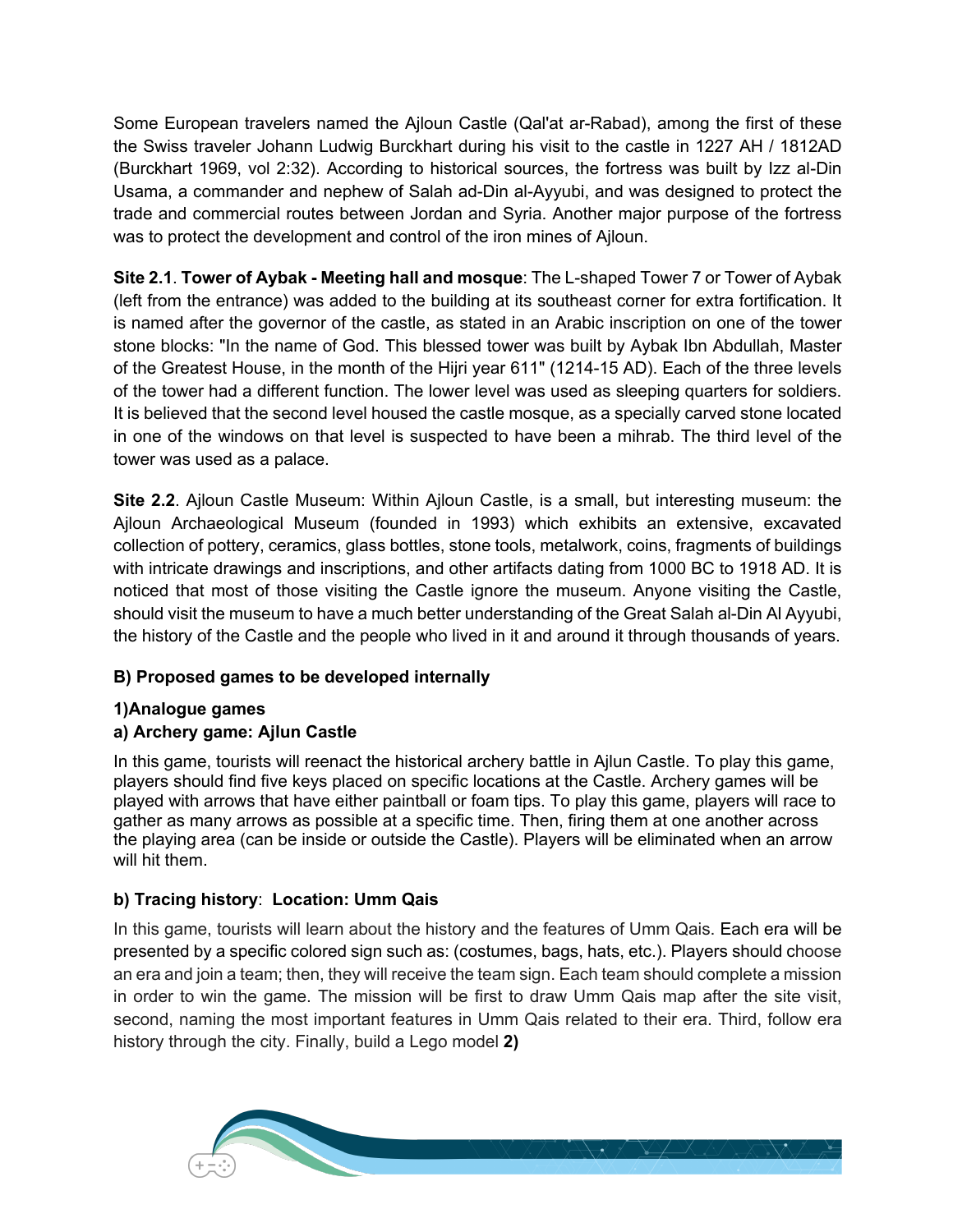Some European travelers named the Ajloun Castle (Qal'at ar-Rabad), among the first of these the Swiss traveler Johann Ludwig Burckhart during his visit to the castle in 1227 AH / 1812AD (Burckhart 1969, vol 2:32). According to historical sources, the fortress was built by Izz al-Din Usama, a commander and nephew of Salah ad-Din al-Ayyubi, and was designed to protect the trade and commercial routes between Jordan and Syria. Another major purpose of the fortress was to protect the development and control of the iron mines of Ajloun.

**Site 2.1**. **Tower of Aybak - Meeting hall and mosque**: The L-shaped Tower 7 or Tower of Aybak (left from the entrance) was added to the building at its southeast corner for extra fortification. It is named after the governor of the castle, as stated in an Arabic inscription on one of the tower stone blocks: "In the name of God. This blessed tower was built by Aybak Ibn Abdullah, Master of the Greatest House, in the month of the Hijri year 611" (1214-15 AD). Each of the three levels of the tower had a different function. The lower level was used as sleeping quarters for soldiers. It is believed that the second level housed the castle mosque, as a specially carved stone located in one of the windows on that level is suspected to have been a mihrab. The third level of the tower was used as a palace.

**Site 2.2**. Ajloun Castle Museum: Within Ajloun Castle, is a small, but interesting museum: the Ajloun Archaeological Museum (founded in 1993) which exhibits an extensive, excavated collection of pottery, ceramics, glass bottles, stone tools, metalwork, coins, fragments of buildings with intricate drawings and inscriptions, and other artifacts dating from 1000 BC to 1918 AD. It is noticed that most of those visiting the Castle ignore the museum. Anyone visiting the Castle, should visit the museum to have a much better understanding of the Great Salah al-Din Al Ayyubi, the history of the Castle and the people who lived in it and around it through thousands of years.

### B) Proposed games to be developed internally

#### 1)Analogue games

#### a) Archery game: Ajlun Castle

In this game, tourists will reenact the historical archery battle in Ajlun Castle. To play this game, players should find five keys placed on specific locations at the Castle. Archery games will be played with arrows that have either paintball or foam tips. To play this game, players will race to gather as many arrows as possible at a specific time. Then, firing them at one another across the playing area (can be inside or outside the Castle). Players will be eliminated when an arrow will hit them.

#### b) Tracing history: Location: Umm Qais

In this game, tourists will learn about the history and the features of Umm Qais. Each era will be presented by a specific colored sign such as: (costumes, bags, hats, etc.). Players should choose an era and join a team; then, they will receive the team sign. Each team should complete a mission in order to win the game. The mission will be first to draw Umm Qais map after the site visit, second, naming the most important features in Umm Qais related to their era. Third, follow era history through the city. Finally, build a Lego model **2)**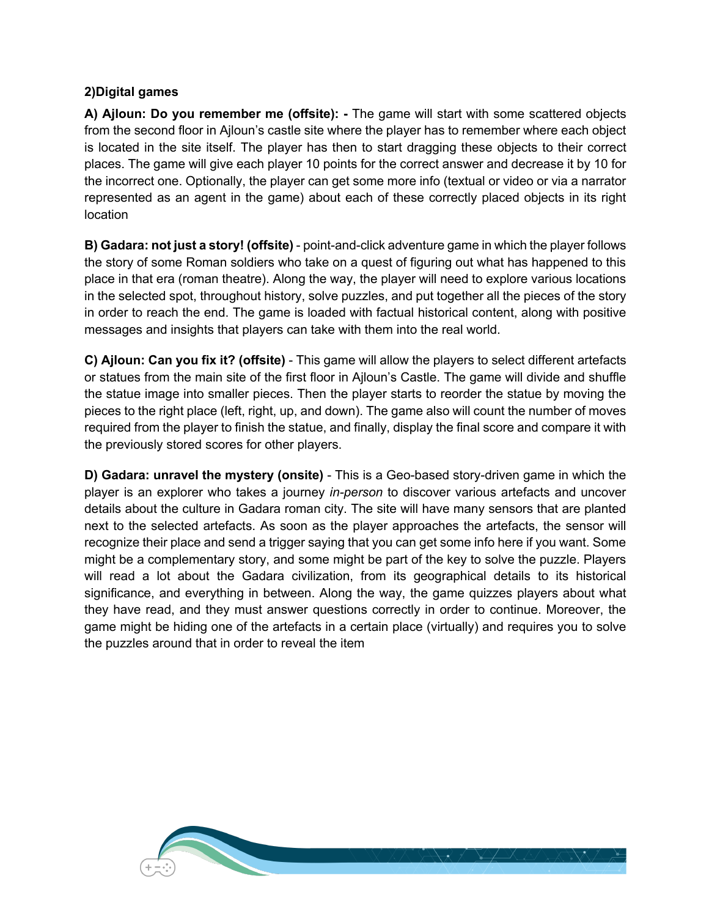### 2)Digital games

**A) Ajloun: Do you remember me (offsite): -** The game will start with some scattered objects from the second floor in Ajloun's castle site where the player has to remember where each object is located in the site itself. The player has then to start dragging these objects to their correct places. The game will give each player 10 points for the correct answer and decrease it by 10 for the incorrect one. Optionally, the player can get some more info (textual or video or via a narrator represented as an agent in the game) about each of these correctly placed objects in its right location

**B) Gadara: not just a story! (offsite)** - point-and-click adventure game in which the player follows the story of some Roman soldiers who take on a quest of figuring out what has happened to this place in that era (roman theatre). Along the way, the player will need to explore various locations in the selected spot, throughout history, solve puzzles, and put together all the pieces of the story in order to reach the end. The game is loaded with factual historical content, along with positive messages and insights that players can take with them into the real world.

**C) Ajloun: Can you fix it? (offsite)** - This game will allow the players to select different artefacts or statues from the main site of the first floor in Ajloun's Castle. The game will divide and shuffle the statue image into smaller pieces. Then the player starts to reorder the statue by moving the pieces to the right place (left, right, up, and down). The game also will count the number of moves required from the player to finish the statue, and finally, display the final score and compare it with the previously stored scores for other players.

**D) Gadara: unravel the mystery (onsite)** - This is a Geo-based story-driven game in which the player is an explorer who takes a journey *in-person* to discover various artefacts and uncover details about the culture in Gadara roman city. The site will have many sensors that are planted next to the selected artefacts. As soon as the player approaches the artefacts, the sensor will recognize their place and send a trigger saying that you can get some info here if you want. Some might be a complementary story, and some might be part of the key to solve the puzzle. Players will read a lot about the Gadara civilization, from its geographical details to its historical significance, and everything in between. Along the way, the game quizzes players about what they have read, and they must answer questions correctly in order to continue. Moreover, the game might be hiding one of the artefacts in a certain place (virtually) and requires you to solve the puzzles around that in order to reveal the item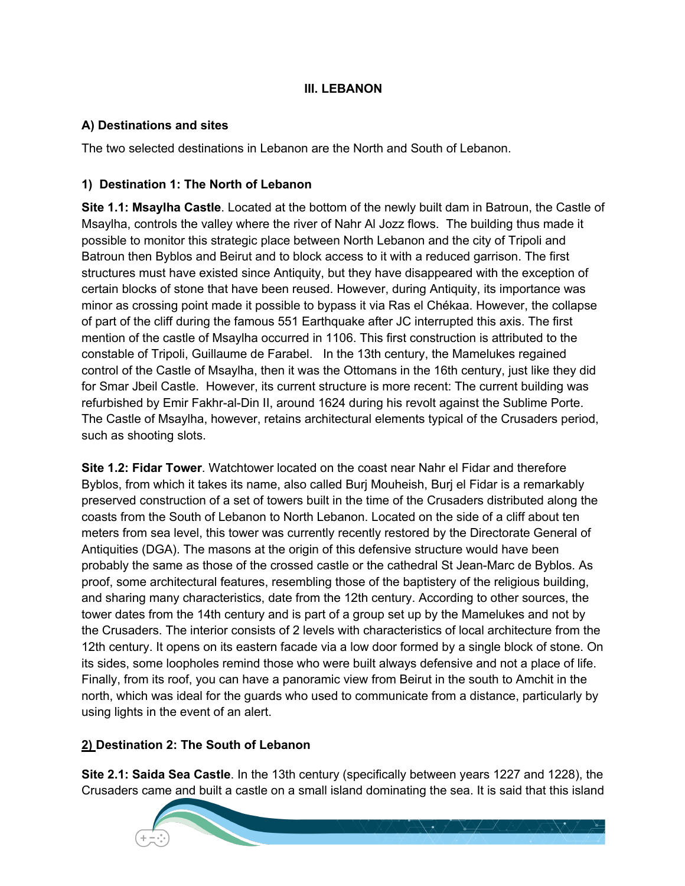## III. LEBANON

### A) Destinations and sites

The two selected destinations in Lebanon are the North and South of Lebanon.

#### 1) Destination 1: The North of Lebanon

**Site 1.1: Msaylha Castle**. Located at the bottom of the newly built dam in Batroun, the Castle of Msaylha, controls the valley where the river of Nahr Al Jozz flows. The building thus made it possible to monitor this strategic place between North Lebanon and the city of Tripoli and Batroun then Byblos and Beirut and to block access to it with a reduced garrison. The first structures must have existed since Antiquity, but they have disappeared with the exception of certain blocks of stone that have been reused. However, during Antiquity, its importance was minor as crossing point made it possible to bypass it via Ras el Chékaa. However, the collapse of part of the cliff during the famous 551 Earthquake after JC interrupted this axis. The first mention of the castle of Msaylha occurred in 1106. This first construction is attributed to the constable of Tripoli, Guillaume de Farabel. In the 13th century, the Mamelukes regained control of the Castle of Msaylha, then it was the Ottomans in the 16th century, just like they did for Smar Jbeil Castle. However, its current structure is more recent: The current building was refurbished by Emir Fakhr-al-Din II, around 1624 during his revolt against the Sublime Porte. The Castle of Msaylha, however, retains architectural elements typical of the Crusaders period, such as shooting slots.

**Site 1.2: Fidar Tower**. Watchtower located on the coast near Nahr el Fidar and therefore Byblos, from which it takes its name, also called Burj Mouheish, Burj el Fidar is a remarkably preserved construction of a set of towers built in the time of the Crusaders distributed along the coasts from the South of Lebanon to North Lebanon. Located on the side of a cliff about ten meters from sea level, this tower was currently recently restored by the Directorate General of Antiquities (DGA). The masons at the origin of this defensive structure would have been probably the same as those of the crossed castle or the cathedral St Jean-Marc de Byblos. As proof, some architectural features, resembling those of the baptistery of the religious building, and sharing many characteristics, date from the 12th century. According to other sources, the tower dates from the 14th century and is part of a group set up by the Mamelukes and not by the Crusaders. The interior consists of 2 levels with characteristics of local architecture from the 12th century. It opens on its eastern facade via a low door formed by a single block of stone. On its sides, some loopholes remind those who were built always defensive and not a place of life. Finally, from its roof, you can have a panoramic view from Beirut in the south to Amchit in the north, which was ideal for the guards who used to communicate from a distance, particularly by using lights in the event of an alert.

#### 2) Destination 2: The South of Lebanon

**Site 2.1: Saida Sea Castle**. In the 13th century (specifically between years 1227 and 1228), the Crusaders came and built a castle on a small island dominating the sea. It is said that this island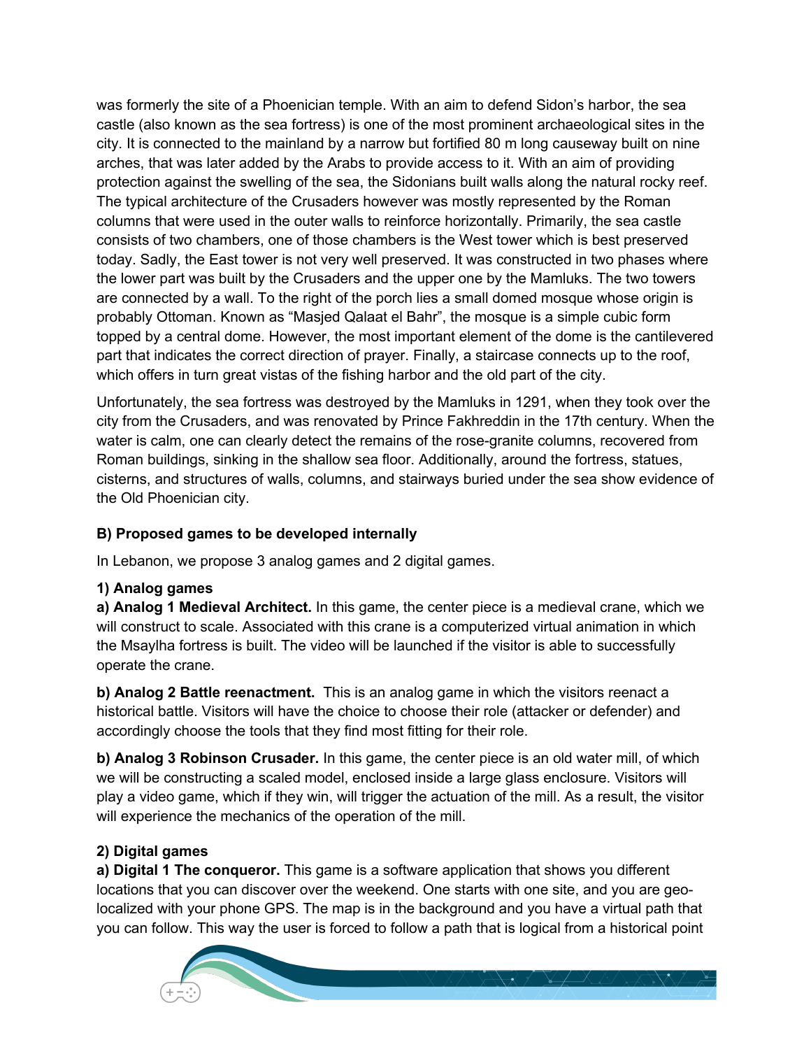was formerly the site of a Phoenician temple. With an aim to defend Sidon's harbor, the sea castle (also known as the sea fortress) is one of the most prominent archaeological sites in the city. It is connected to the mainland by a narrow but fortified 80 m long causeway built on nine arches, that was later added by the Arabs to provide access to it. With an aim of providing protection against the swelling of the sea, the Sidonians built walls along the natural rocky reef. The typical architecture of the Crusaders however was mostly represented by the Roman columns that were used in the outer walls to reinforce horizontally. Primarily, the sea castle consists of two chambers, one of those chambers is the West tower which is best preserved today. Sadly, the East tower is not very well preserved. It was constructed in two phases where the lower part was built by the Crusaders and the upper one by the Mamluks. The two towers are connected by a wall. To the right of the porch lies a small domed mosque whose origin is probably Ottoman. Known as "Masjed Qalaat el Bahr", the mosque is a simple cubic form topped by a central dome. However, the most important element of the dome is the cantilevered part that indicates the correct direction of prayer. Finally, a staircase connects up to the roof, which offers in turn great vistas of the fishing harbor and the old part of the city.

Unfortunately, the sea fortress was destroyed by the Mamluks in 1291, when they took over the city from the Crusaders, and was renovated by Prince Fakhreddin in the 17th century. When the water is calm, one can clearly detect the remains of the rose-granite columns, recovered from Roman buildings, sinking in the shallow sea floor. Additionally, around the fortress, statues, cisterns, and structures of walls, columns, and stairways buried under the sea show evidence of the Old Phoenician city.

### B) Proposed games to be developed internally

In Lebanon, we propose 3 analog games and 2 digital games.

#### 1) Analog games

**a) Analog 1 Medieval Architect.** In this game, the center piece is a medieval crane, which we will construct to scale. Associated with this crane is a computerized virtual animation in which the Msaylha fortress is built. The video will be launched if the visitor is able to successfully operate the crane.

**b) Analog 2 Battle reenactment.** This is an analog game in which the visitors reenact a historical battle. Visitors will have the choice to choose their role (attacker or defender) and accordingly choose the tools that they find most fitting for their role.

**b) Analog 3 Robinson Crusader.** In this game, the center piece is an old water mill, of which we will be constructing a scaled model, enclosed inside a large glass enclosure. Visitors will play a video game, which if they win, will trigger the actuation of the mill. As a result, the visitor will experience the mechanics of the operation of the mill.

#### 2) Digital games

**a) Digital 1 The conqueror.** This game is a software application that shows you different locations that you can discover over the weekend. One starts with one site, and you are geo-localized with your phone GPS. The map is in the background and you have a virtual path that you can follow. This way the user is forced to follow a path that is logical from a historical point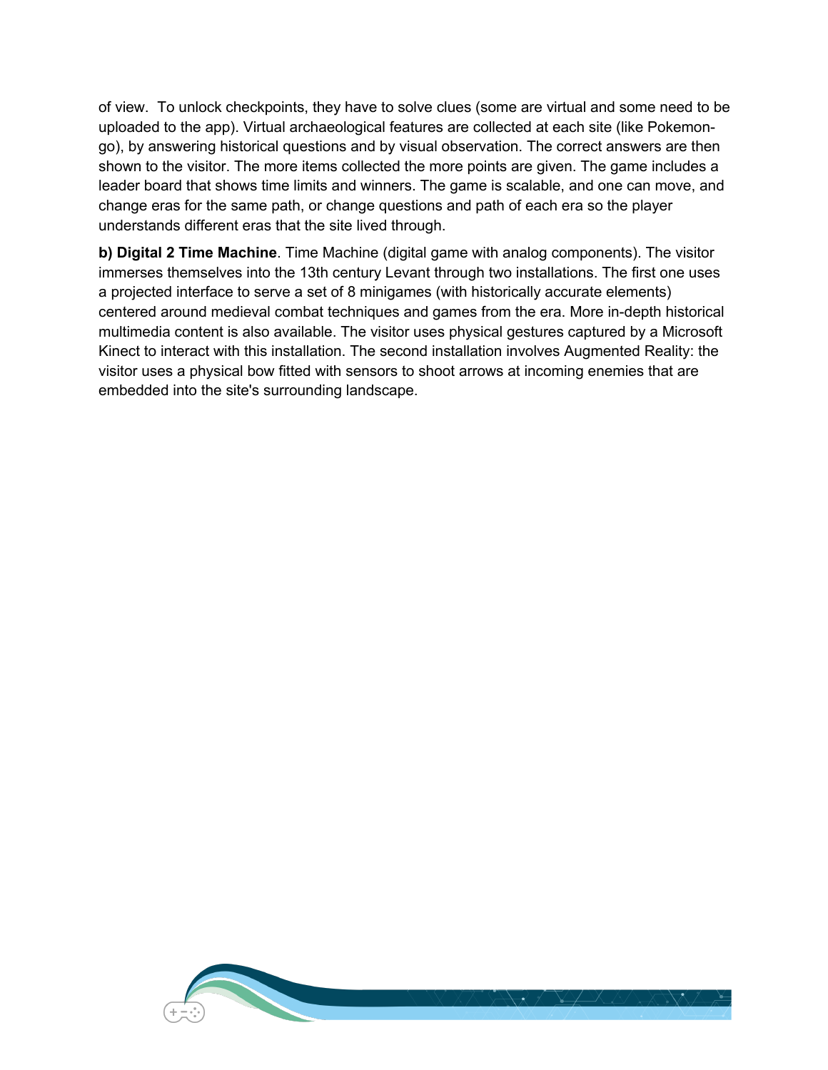of view.  To unlock checkpoints, they have to solve clues (some are virtual and some need to be uploaded to the app). Virtual archaeological features are collected at each site (like Pokemon-go), by answering historical questions and by visual observation. The correct answers are then shown to the visitor. The more items collected the more points are given. The game includes a leader board that shows time limits and winners. The game is scalable, and one can move, and change eras for the same path, or change questions and path of each era so the player understands different eras that the site lived through.

**b) Digital 2 Time Machine**. Time Machine (digital game with analog components). The visitor immerses themselves into the 13th century Levant through two installations. The first one uses a projected interface to serve a set of 8 minigames (with historically accurate elements) centered around medieval combat techniques and games from the era. More in-depth historical multimedia content is also available. The visitor uses physical gestures captured by a Microsoft Kinect to interact with this installation. The second installation involves Augmented Reality: the visitor uses a physical bow fitted with sensors to shoot arrows at incoming enemies that are embedded into the site's surrounding landscape.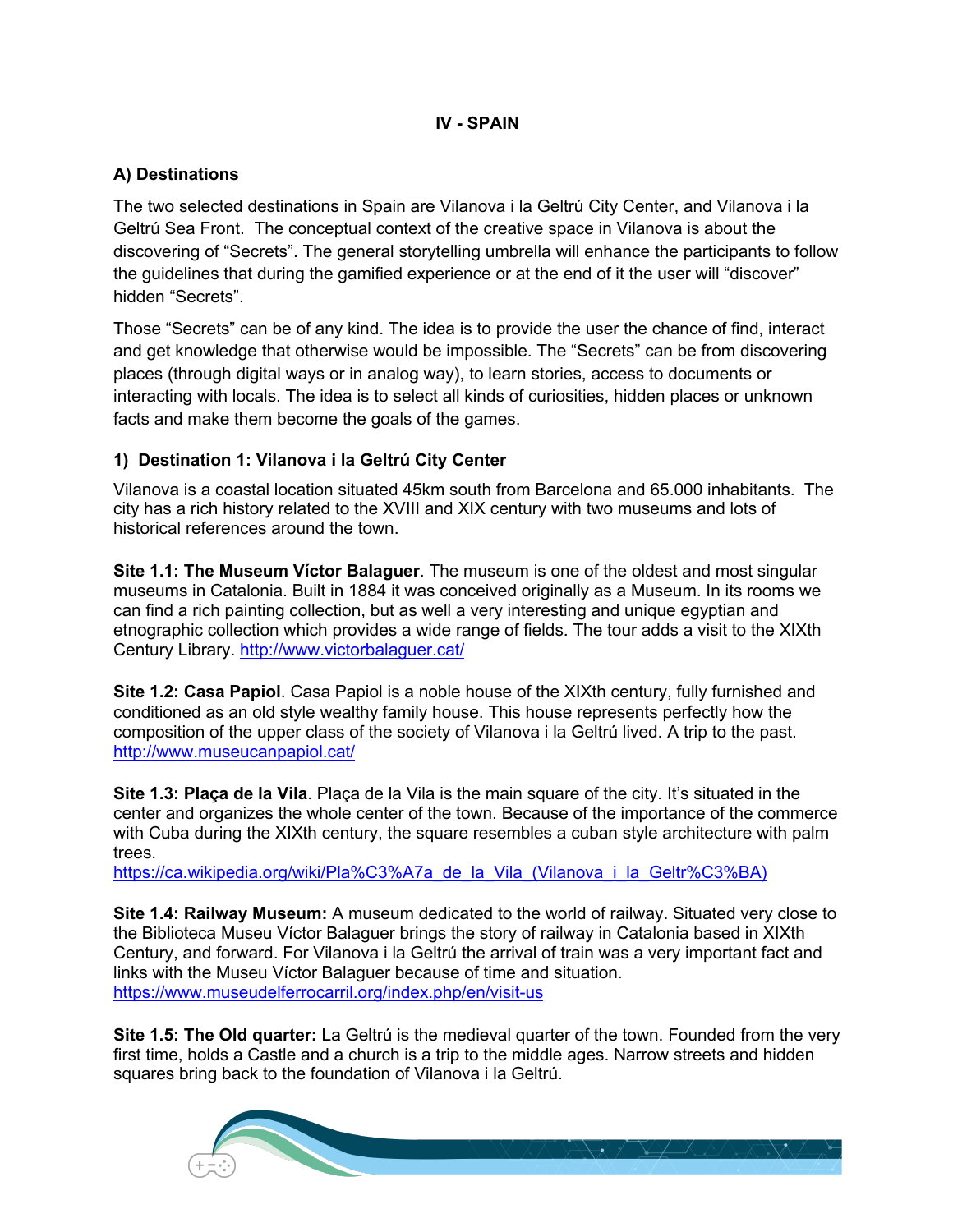# IV - SPAIN

## A) Destinations

The two selected destinations in Spain are Vilanova i la Geltrú City Center, and Vilanova i la Geltrú Sea Front. The conceptual context of the creative space in Vilanova is about the discovering of "Secrets". The general storytelling umbrella will enhance the participants to follow the guidelines that during the gamified experience or at the end of it the user will "discover" hidden "Secrets".

Those "Secrets" can be of any kind. The idea is to provide the user the chance of find, interact and get knowledge that otherwise would be impossible. The "Secrets" can be from discovering places (through digital ways or in analog way), to learn stories, access to documents or interacting with locals. The idea is to select all kinds of curiosities, hidden places or unknown facts and make them become the goals of the games.

### 1) Destination 1: Vilanova i la Geltrú City Center

Vilanova is a coastal location situated 45km south from Barcelona and 65.000 inhabitants. The city has a rich history related to the XVIII and XIX century with two museums and lots of historical references around the town.

**Site 1.1: The Museum Víctor Balaguer**. The museum is one of the oldest and most singular museums in Catalonia. Built in 1884 it was conceived originally as a Museum. In its rooms we can find a rich painting collection, but as well a very interesting and unique egyptian and etnographic collection which provides a wide range of fields. The tour adds a visit to the XIXth Century Library. http://www.victorbalaguer.cat/

**Site 1.2: Casa Papiol**. Casa Papiol is a noble house of the XIXth century, fully furnished and conditioned as an old style wealthy family house. This house represents perfectly how the composition of the upper class of the society of Vilanova i la Geltrú lived. A trip to the past. http://www.museucanpapiol.cat/

**Site 1.3: Plaça de la Vila**. Plaça de la Vila is the main square of the city. It's situated in the center and organizes the whole center of the town. Because of the importance of the commerce with Cuba during the XIXth century, the square resembles a cuban style architecture with palm trees.
https://ca.wikipedia.org/wiki/Pla%C3%A7a_de_la_Vila_(Vilanova_i_la_Geltr%C3%BA)

**Site 1.4: Railway Museum:** A museum dedicated to the world of railway. Situated very close to the Biblioteca Museu Víctor Balaguer brings the story of railway in Catalonia based in XIXth Century, and forward. For Vilanova i la Geltrú the arrival of train was a very important fact and links with the Museu Víctor Balaguer because of time and situation.
https://www.museudelferrocarril.org/index.php/en/visit-us

**Site 1.5: The Old quarter:** La Geltrú is the medieval quarter of the town. Founded from the very first time, holds a Castle and a church is a trip to the middle ages. Narrow streets and hidden squares bring back to the foundation of Vilanova i la Geltrú.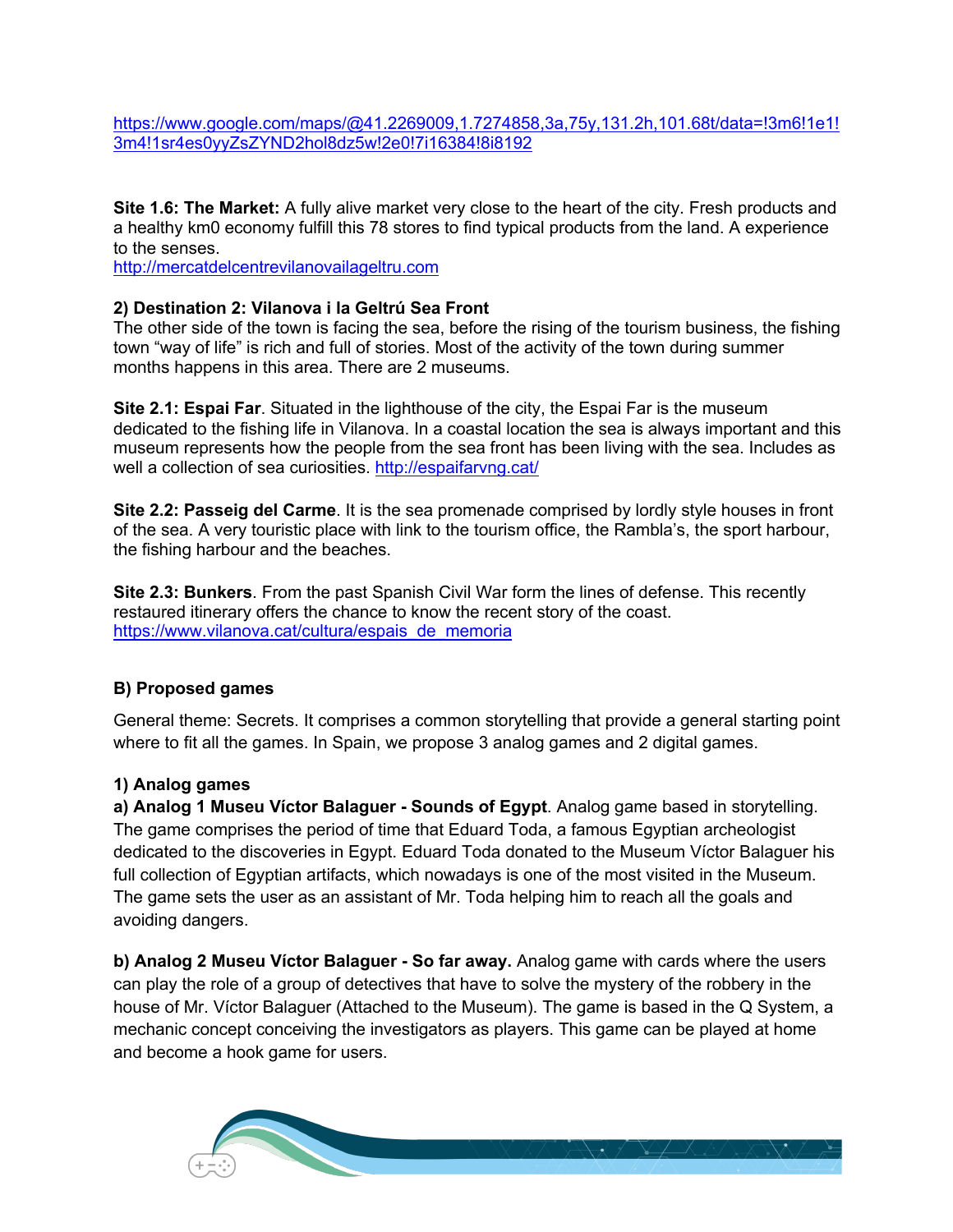https://www.google.com/maps/@41.2269009,1.7274858,3a,75y,131.2h,101.68t/data=!3m6!1e1!3m4!1sr4es0yyZsZYND2hol8dz5w!2e0!7i16384!8i8192

**Site 1.6: The Market:** A fully alive market very close to the heart of the city. Fresh products and a healthy km0 economy fulfill this 78 stores to find typical products from the land. A experience to the senses.
http://mercatdelcentrevilanovailageltru.com

**2) Destination 2: Vilanova i la Geltrú Sea Front**
The other side of the town is facing the sea, before the rising of the tourism business, the fishing town "way of life" is rich and full of stories. Most of the activity of the town during summer months happens in this area. There are 2 museums.

**Site 2.1: Espai Far**. Situated in the lighthouse of the city, the Espai Far is the museum dedicated to the fishing life in Vilanova. In a coastal location the sea is always important and this museum represents how the people from the sea front has been living with the sea. Includes as well a collection of sea curiosities. http://espaifarvng.cat/

**Site 2.2: Passeig del Carme**. It is the sea promenade comprised by lordly style houses in front of the sea. A very touristic place with link to the tourism office, the Rambla's, the sport harbour, the fishing harbour and the beaches.

**Site 2.3: Bunkers**. From the past Spanish Civil War form the lines of defense. This recently restaured itinerary offers the chance to know the recent story of the coast.
https://www.vilanova.cat/cultura/espais_de_memoria

**B) Proposed games**

General theme: Secrets. It comprises a common storytelling that provide a general starting point where to fit all the games. In Spain, we propose 3 analog games and 2 digital games.

**1) Analog games**
**a) Analog 1 Museu Víctor Balaguer - Sounds of Egypt**. Analog game based in storytelling. The game comprises the period of time that Eduard Toda, a famous Egyptian archeologist dedicated to the discoveries in Egypt. Eduard Toda donated to the Museum Víctor Balaguer his full collection of Egyptian artifacts, which nowadays is one of the most visited in the Museum. The game sets the user as an assistant of Mr. Toda helping him to reach all the goals and avoiding dangers.

**b) Analog 2 Museu Víctor Balaguer - So far away.** Analog game with cards where the users can play the role of a group of detectives that have to solve the mystery of the robbery in the house of Mr. Víctor Balaguer (Attached to the Museum). The game is based in the Q System, a mechanic concept conceiving the investigators as players. This game can be played at home and become a hook game for users.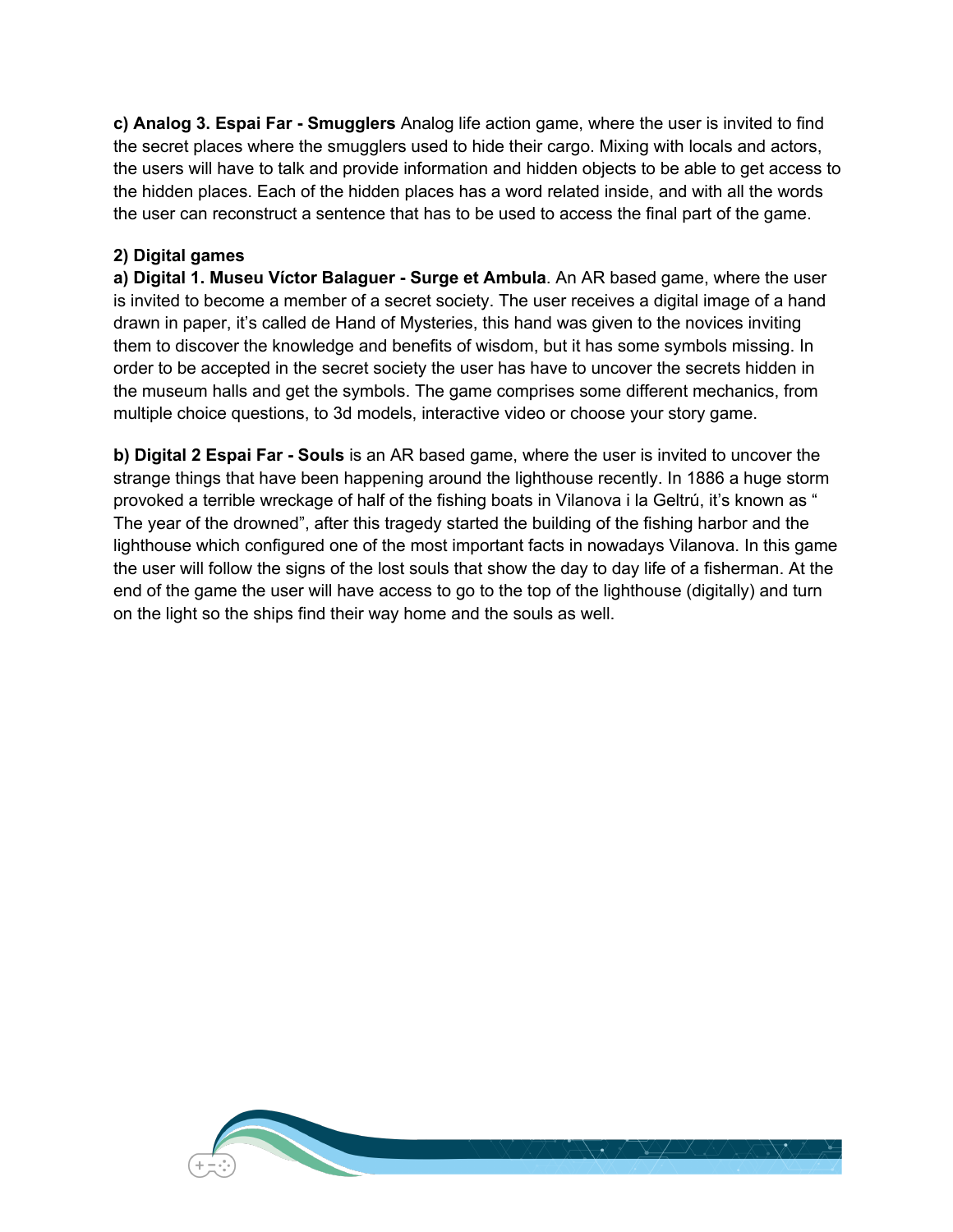**c) Analog 3. Espai Far - Smugglers** Analog life action game, where the user is invited to find the secret places where the smugglers used to hide their cargo. Mixing with locals and actors, the users will have to talk and provide information and hidden objects to be able to get access to the hidden places. Each of the hidden places has a word related inside, and with all the words the user can reconstruct a sentence that has to be used to access the final part of the game.

**2) Digital games**

**a) Digital 1. Museu Víctor Balaguer - Surge et Ambula**. An AR based game, where the user is invited to become a member of a secret society. The user receives a digital image of a hand drawn in paper, it's called de Hand of Mysteries, this hand was given to the novices inviting them to discover the knowledge and benefits of wisdom, but it has some symbols missing. In order to be accepted in the secret society the user has have to uncover the secrets hidden in the museum halls and get the symbols. The game comprises some different mechanics, from multiple choice questions, to 3d models, interactive video or choose your story game.

**b) Digital 2 Espai Far - Souls** is an AR based game, where the user is invited to uncover the strange things that have been happening around the lighthouse recently. In 1886 a huge storm provoked a terrible wreckage of half of the fishing boats in Vilanova i la Geltrú, it's known as " The year of the drowned", after this tragedy started the building of the fishing harbor and the lighthouse which configured one of the most important facts in nowadays Vilanova. In this game the user will follow the signs of the lost souls that show the day to day life of a fisherman. At the end of the game the user will have access to go to the top of the lighthouse (digitally) and turn on the light so the ships find their way home and the souls as well.